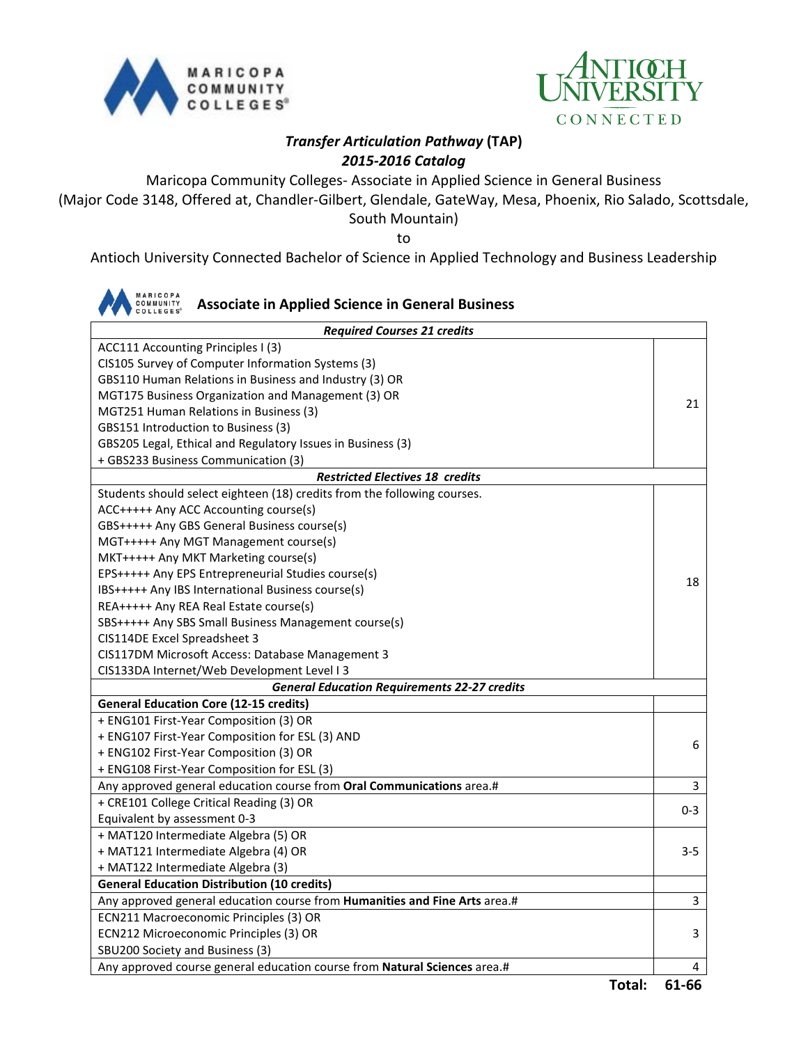# *Transfer Articulation Pathway* (TAP)

## *2015-2016 Catalog*

Maricopa Community Colleges- Associate in Applied Science in General Business
(Major Code 3148, Offered at, Chandler-Gilbert, Glendale, GateWay, Mesa, Phoenix, Rio Salado, Scottsdale, South Mountain)

to

Antioch University Connected Bachelor of Science in Applied Technology and Business Leadership

### Associate in Applied Science in General Business

| ***Required Courses 21 credits*** | |
|---|---|
| ACC111 Accounting Principles I (3)<br>CIS105 Survey of Computer Information Systems (3)<br>GBS110 Human Relations in Business and Industry (3) OR<br>MGT175 Business Organization and Management (3) OR<br>MGT251 Human Relations in Business (3)<br>GBS151 Introduction to Business (3)<br>GBS205 Legal, Ethical and Regulatory Issues in Business (3)<br>+ GBS233 Business Communication (3) | 21 |
| ***Restricted Electives 18 credits*** | |
| Students should select eighteen (18) credits from the following courses.<br>ACC+++++ Any ACC Accounting course(s)<br>GBS+++++ Any GBS General Business course(s)<br>MGT+++++ Any MGT Management course(s)<br>MKT+++++ Any MKT Marketing course(s)<br>EPS+++++ Any EPS Entrepreneurial Studies course(s)<br>IBS+++++ Any IBS International Business course(s)<br>REA+++++ Any REA Real Estate course(s)<br>SBS+++++ Any SBS Small Business Management course(s)<br>CIS114DE Excel Spreadsheet 3<br>CIS117DM Microsoft Access: Database Management 3<br>CIS133DA Internet/Web Development Level I 3 | 18 |
| ***General Education Requirements 22-27 credits*** | |
| **General Education Core (12-15 credits)** | |
| + ENG101 First-Year Composition (3) OR<br>+ ENG107 First-Year Composition for ESL (3) AND<br>+ ENG102 First-Year Composition (3) OR<br>+ ENG108 First-Year Composition for ESL (3) | 6 |
| Any approved general education course from **Oral Communications** area.# | 3 |
| + CRE101 College Critical Reading (3) OR<br>Equivalent by assessment 0-3 | 0-3 |
| + MAT120 Intermediate Algebra (5) OR<br>+ MAT121 Intermediate Algebra (4) OR<br>+ MAT122 Intermediate Algebra (3) | 3-5 |
| **General Education Distribution (10 credits)** | |
| Any approved general education course from **Humanities and Fine Arts** area.# | 3 |
| ECN211 Macroeconomic Principles (3) OR<br>ECN212 Microeconomic Principles (3) OR<br>SBU200 Society and Business (3) | 3 |
| Any approved course general education course from **Natural Sciences** area.# | 4 |
| **Total:** | **61-66** |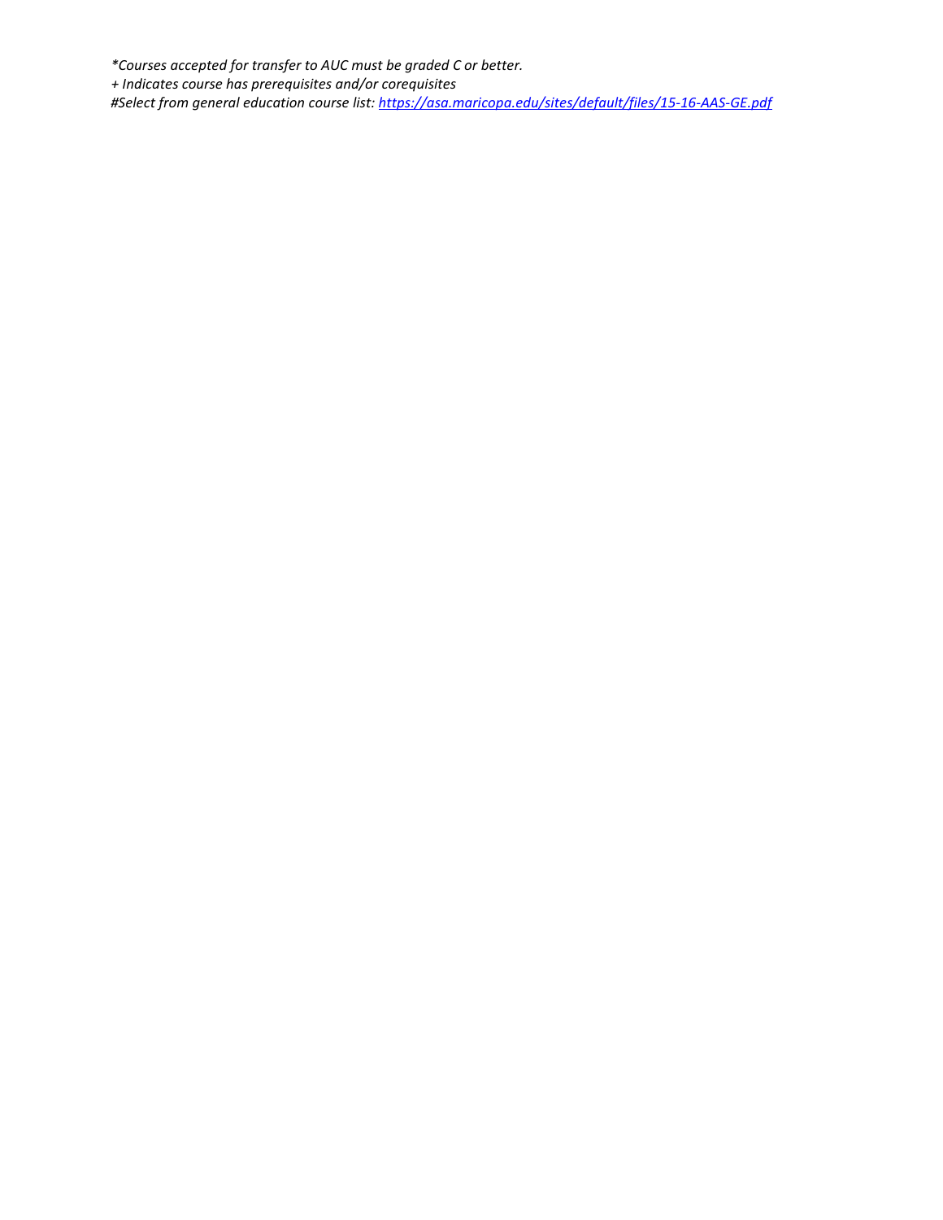*\*Courses accepted for transfer to AUC must be graded C or better.*

*+ Indicates course has prerequisites and/or corequisites*

*#Select from general education course list: [https://asa.maricopa.edu/sites/default/files/15-16-AAS-GE.pdf](https://asa.maricopa.edu/sites/default/files/15-16-AAS-GE.pdf)*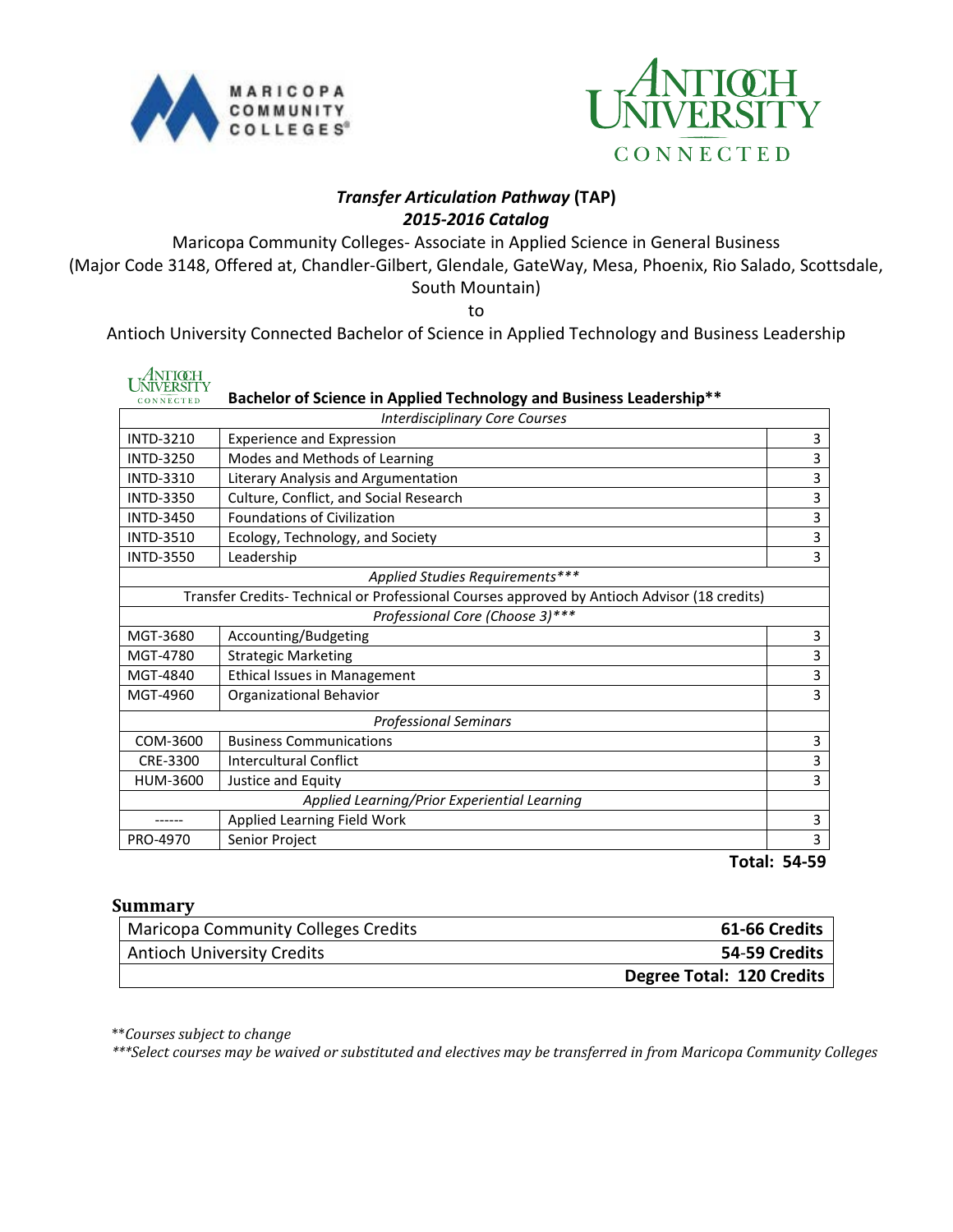### *Transfer Articulation Pathway* (TAP)
### *2015-2016 Catalog*

Maricopa Community Colleges- Associate in Applied Science in General Business
(Major Code 3148, Offered at, Chandler-Gilbert, Glendale, GateWay, Mesa, Phoenix, Rio Salado, Scottsdale, South Mountain)

to

Antioch University Connected Bachelor of Science in Applied Technology and Business Leadership

**Bachelor of Science in Applied Technology and Business Leadership****

| | | |
|---|---|---|
| | *Interdisciplinary Core Courses* | |
| INTD-3210 | Experience and Expression | 3 |
| INTD-3250 | Modes and Methods of Learning | 3 |
| INTD-3310 | Literary Analysis and Argumentation | 3 |
| INTD-3350 | Culture, Conflict, and Social Research | 3 |
| INTD-3450 | Foundations of Civilization | 3 |
| INTD-3510 | Ecology, Technology, and Society | 3 |
| INTD-3550 | Leadership | 3 |
| | *Applied Studies Requirements**** | |
| | Transfer Credits- Technical or Professional Courses approved by Antioch Advisor (18 credits) | |
| | *Professional Core (Choose 3)**** | |
| MGT-3680 | Accounting/Budgeting | 3 |
| MGT-4780 | Strategic Marketing | 3 |
| MGT-4840 | Ethical Issues in Management | 3 |
| MGT-4960 | Organizational Behavior | 3 |
| | *Professional Seminars* | |
| COM-3600 | Business Communications | 3 |
| CRE-3300 | Intercultural Conflict | 3 |
| HUM-3600 | Justice and Equity | 3 |
| | *Applied Learning/Prior Experiential Learning* | |
| ------ | Applied Learning Field Work | 3 |
| PRO-4970 | Senior Project | 3 |

**Total: 54-59**

## Summary

| | |
|---|---|
| Maricopa Community Colleges Credits | **61-66 Credits** |
| Antioch University Credits | **54-59 Credits** |
| | **Degree Total: 120 Credits** |

***Courses subject to change*

****Select courses may be waived or substituted and electives may be transferred in from Maricopa Community Colleges*